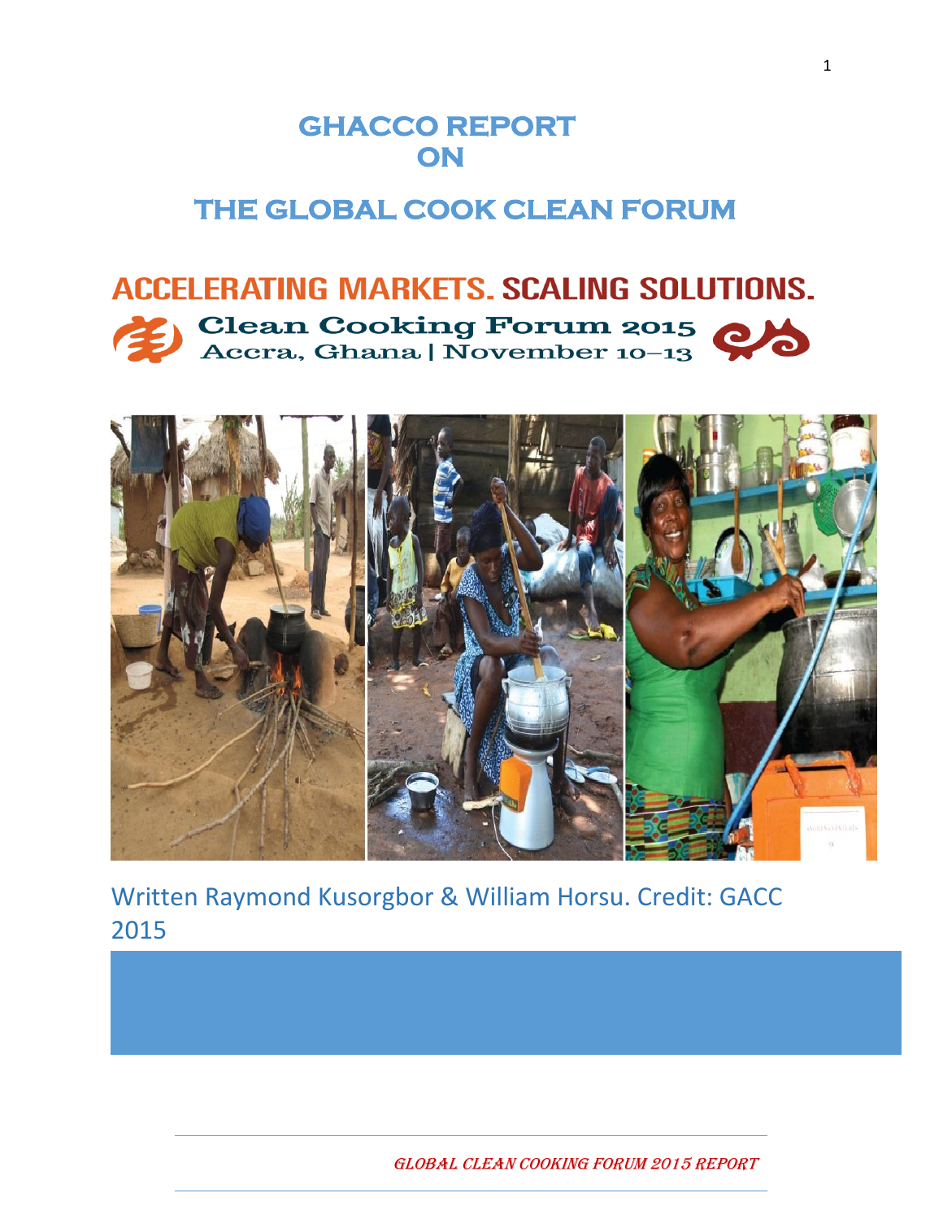# GHACCO REPORT ON

# THE GLOBAL COOK CLEAN FORUM

## ACCELERATING MARKETS. SCALING SOLUTIONS.

**Clean Cooking Forum 2015**
Accra, Ghana | November 10–13

Written Raymond Kusorgbor & William Horsu. Credit: GACC 2015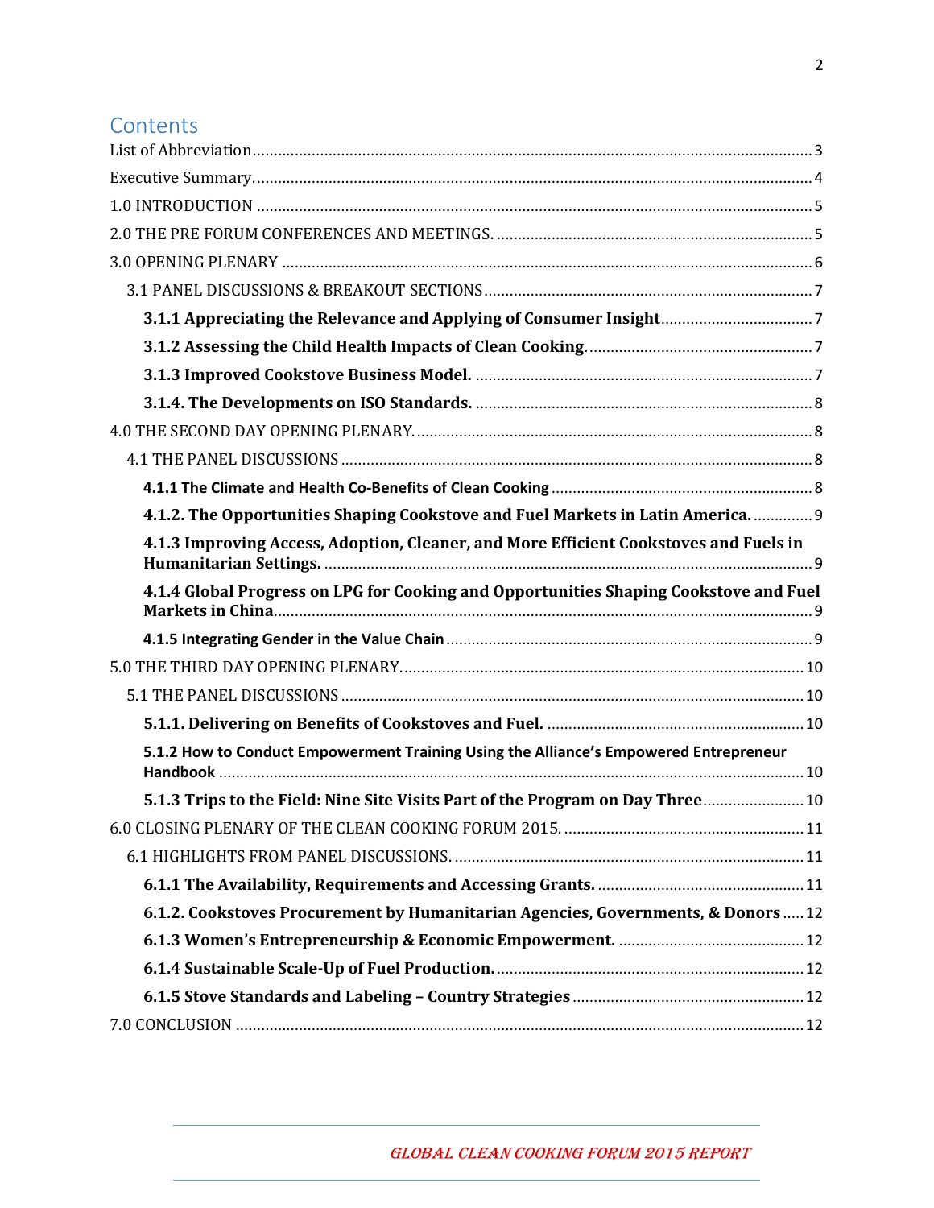## Contents

- List of Abbreviation .......... 3
- Executive Summary. .......... 4
- 1.0 INTRODUCTION .......... 5
- 2.0 THE PRE FORUM CONFERENCES AND MEETINGS. .......... 5
- 3.0 OPENING PLENARY .......... 6
  - 3.1 PANEL DISCUSSIONS & BREAKOUT SECTIONS .......... 7
    - **3.1.1 Appreciating the Relevance and Applying of Consumer Insight** .......... 7
    - **3.1.2 Assessing the Child Health Impacts of Clean Cooking.** .......... 7
    - **3.1.3 Improved Cookstove Business Model.** .......... 7
    - **3.1.4. The Developments on ISO Standards.** .......... 8
- 4.0 THE SECOND DAY OPENING PLENARY. .......... 8
  - 4.1 THE PANEL DISCUSSIONS .......... 8
    - **4.1.1 The Climate and Health Co-Benefits of Clean Cooking** .......... 8
    - **4.1.2. The Opportunities Shaping Cookstove and Fuel Markets in Latin America.** .......... 9
    - **4.1.3 Improving Access, Adoption, Cleaner, and More Efficient Cookstoves and Fuels in Humanitarian Settings.** .......... 9
    - **4.1.4 Global Progress on LPG for Cooking and Opportunities Shaping Cookstove and Fuel Markets in China** .......... 9
    - **4.1.5 Integrating Gender in the Value Chain** .......... 9
- 5.0 THE THIRD DAY OPENING PLENARY. .......... 10
  - 5.1 THE PANEL DISCUSSIONS .......... 10
    - **5.1.1. Delivering on Benefits of Cookstoves and Fuel.** .......... 10
    - **5.1.2 How to Conduct Empowerment Training Using the Alliance's Empowered Entrepreneur Handbook** .......... 10
    - **5.1.3 Trips to the Field: Nine Site Visits Part of the Program on Day Three** .......... 10
- 6.0 CLOSING PLENARY OF THE CLEAN COOKING FORUM 2015. .......... 11
  - 6.1 HIGHLIGHTS FROM PANEL DISCUSSIONS. .......... 11
    - **6.1.1 The Availability, Requirements and Accessing Grants.** .......... 11
    - **6.1.2. Cookstoves Procurement by Humanitarian Agencies, Governments, & Donors** .......... 12
    - **6.1.3 Women's Entrepreneurship & Economic Empowerment.** .......... 12
    - **6.1.4 Sustainable Scale-Up of Fuel Production.** .......... 12
    - **6.1.5 Stove Standards and Labeling – Country Strategies** .......... 12
- 7.0 CONCLUSION .......... 12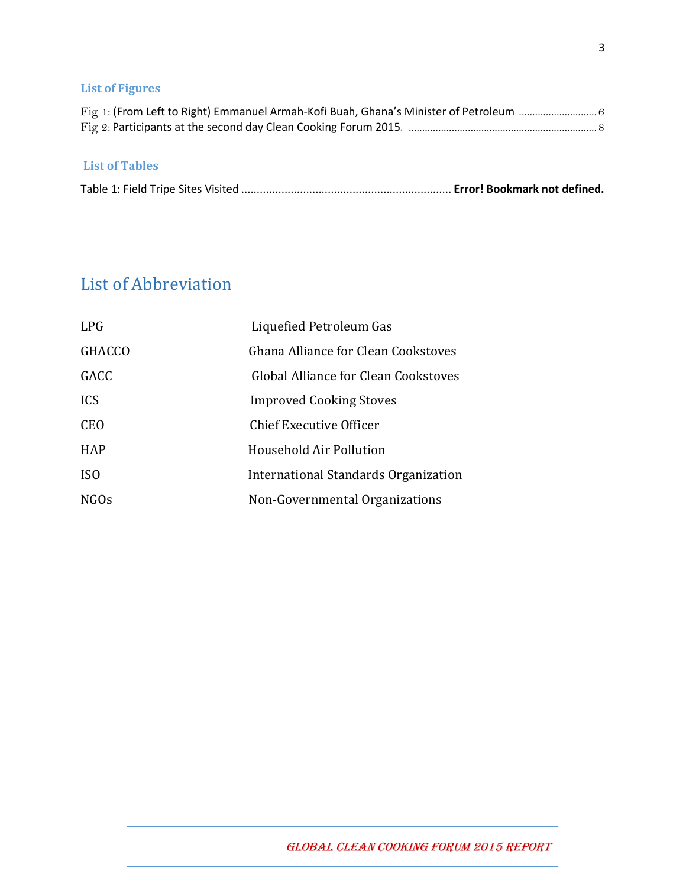### List of Figures

Fig 1: (From Left to Right) Emmanuel Armah-Kofi Buah, Ghana's Minister of Petroleum ............................ 6
Fig 2: Participants at the second day Clean Cooking Forum 2015. ..................................................................... 8

### List of Tables

Table 1: Field Tripe Sites Visited .................................................................... **Error! Bookmark not defined.**

## List of Abbreviation

| | |
|---|---|
| LPG | Liquefied Petroleum Gas |
| GHACCO | Ghana Alliance for Clean Cookstoves |
| GACC | Global Alliance for Clean Cookstoves |
| ICS | Improved Cooking Stoves |
| CEO | Chief Executive Officer |
| HAP | Household Air Pollution |
| ISO | International Standards Organization |
| NGOs | Non-Governmental Organizations |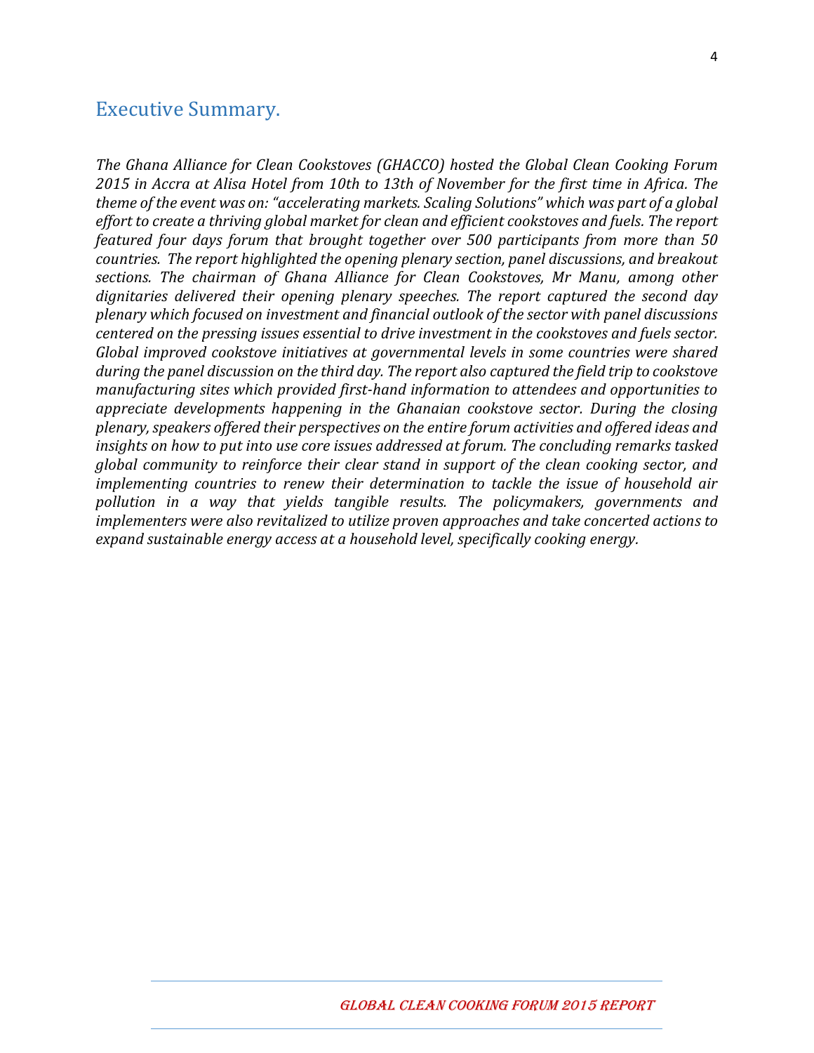## Executive Summary.

*The Ghana Alliance for Clean Cookstoves (GHACCO) hosted the Global Clean Cooking Forum 2015 in Accra at Alisa Hotel from 10th to 13th of November for the first time in Africa. The theme of the event was on: "accelerating markets. Scaling Solutions" which was part of a global effort to create a thriving global market for clean and efficient cookstoves and fuels. The report featured four days forum that brought together over 500 participants from more than 50 countries. The report highlighted the opening plenary section, panel discussions, and breakout sections. The chairman of Ghana Alliance for Clean Cookstoves, Mr Manu, among other dignitaries delivered their opening plenary speeches. The report captured the second day plenary which focused on investment and financial outlook of the sector with panel discussions centered on the pressing issues essential to drive investment in the cookstoves and fuels sector. Global improved cookstove initiatives at governmental levels in some countries were shared during the panel discussion on the third day. The report also captured the field trip to cookstove manufacturing sites which provided first-hand information to attendees and opportunities to appreciate developments happening in the Ghanaian cookstove sector. During the closing plenary, speakers offered their perspectives on the entire forum activities and offered ideas and insights on how to put into use core issues addressed at forum. The concluding remarks tasked global community to reinforce their clear stand in support of the clean cooking sector, and implementing countries to renew their determination to tackle the issue of household air pollution in a way that yields tangible results. The policymakers, governments and implementers were also revitalized to utilize proven approaches and take concerted actions to expand sustainable energy access at a household level, specifically cooking energy.*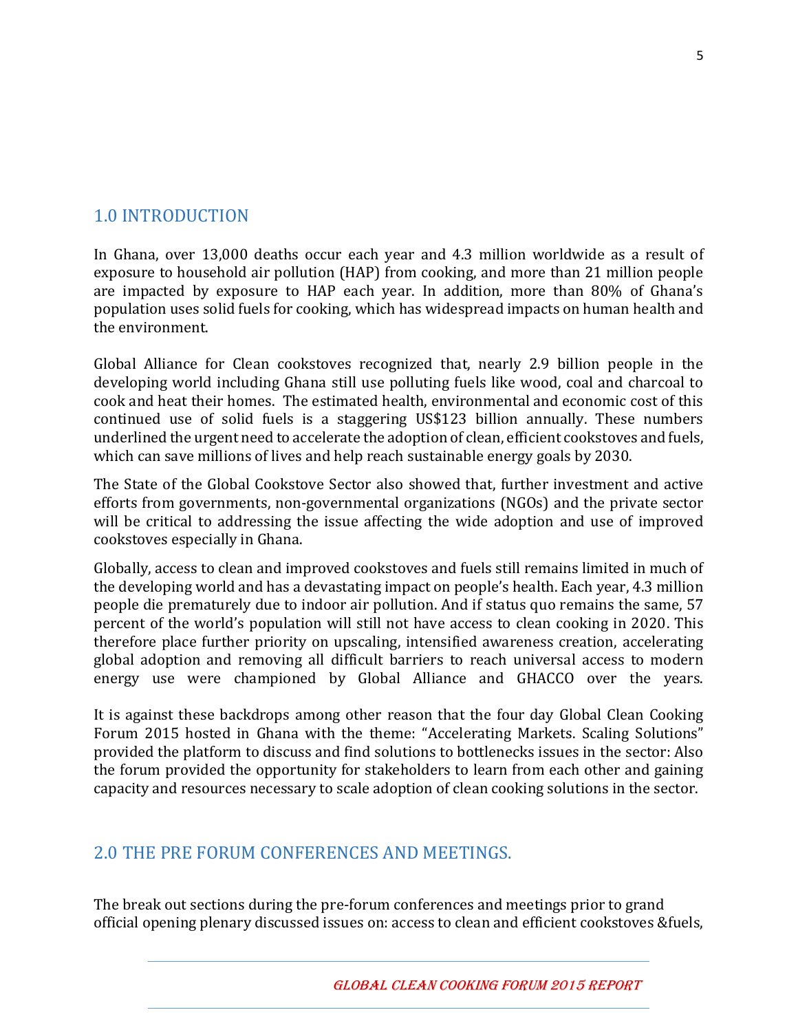## 1.0 INTRODUCTION

In Ghana, over 13,000 deaths occur each year and 4.3 million worldwide as a result of exposure to household air pollution (HAP) from cooking, and more than 21 million people are impacted by exposure to HAP each year. In addition, more than 80% of Ghana's population uses solid fuels for cooking, which has widespread impacts on human health and the environment.

Global Alliance for Clean cookstoves recognized that, nearly 2.9 billion people in the developing world including Ghana still use polluting fuels like wood, coal and charcoal to cook and heat their homes. The estimated health, environmental and economic cost of this continued use of solid fuels is a staggering US$123 billion annually. These numbers underlined the urgent need to accelerate the adoption of clean, efficient cookstoves and fuels, which can save millions of lives and help reach sustainable energy goals by 2030.

The State of the Global Cookstove Sector also showed that, further investment and active efforts from governments, non-governmental organizations (NGOs) and the private sector will be critical to addressing the issue affecting the wide adoption and use of improved cookstoves especially in Ghana.

Globally, access to clean and improved cookstoves and fuels still remains limited in much of the developing world and has a devastating impact on people's health. Each year, 4.3 million people die prematurely due to indoor air pollution. And if status quo remains the same, 57 percent of the world's population will still not have access to clean cooking in 2020. This therefore place further priority on upscaling, intensified awareness creation, accelerating global adoption and removing all difficult barriers to reach universal access to modern energy use were championed by Global Alliance and GHACCO over the years.

It is against these backdrops among other reason that the four day Global Clean Cooking Forum 2015 hosted in Ghana with the theme: "Accelerating Markets. Scaling Solutions" provided the platform to discuss and find solutions to bottlenecks issues in the sector: Also the forum provided the opportunity for stakeholders to learn from each other and gaining capacity and resources necessary to scale adoption of clean cooking solutions in the sector.

## 2.0 THE PRE FORUM CONFERENCES AND MEETINGS.

The break out sections during the pre-forum conferences and meetings prior to grand official opening plenary discussed issues on: access to clean and efficient cookstoves &fuels,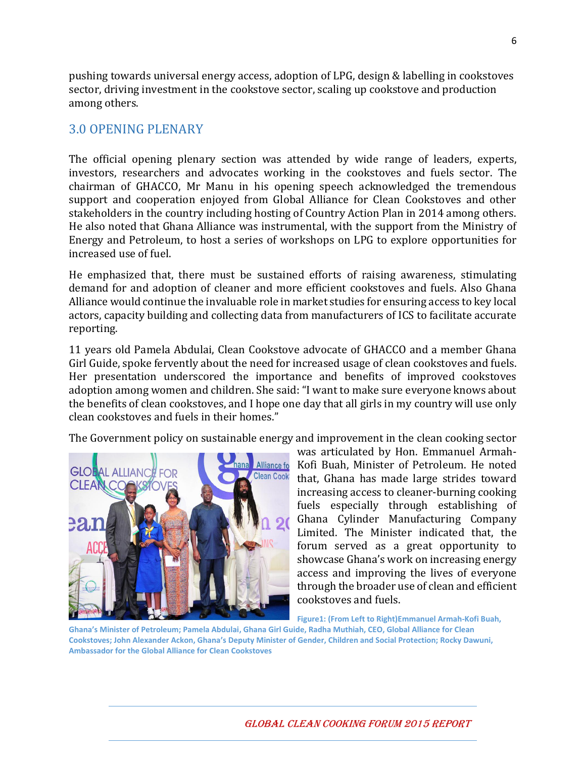pushing towards universal energy access, adoption of LPG, design & labelling in cookstoves sector, driving investment in the cookstove sector, scaling up cookstove and production among others.

## 3.0 OPENING PLENARY

The official opening plenary section was attended by wide range of leaders, experts, investors, researchers and advocates working in the cookstoves and fuels sector. The chairman of GHACCO, Mr Manu in his opening speech acknowledged the tremendous support and cooperation enjoyed from Global Alliance for Clean Cookstoves and other stakeholders in the country including hosting of Country Action Plan in 2014 among others. He also noted that Ghana Alliance was instrumental, with the support from the Ministry of Energy and Petroleum, to host a series of workshops on LPG to explore opportunities for increased use of fuel.

He emphasized that, there must be sustained efforts of raising awareness, stimulating demand for and adoption of cleaner and more efficient cookstoves and fuels. Also Ghana Alliance would continue the invaluable role in market studies for ensuring access to key local actors, capacity building and collecting data from manufacturers of ICS to facilitate accurate reporting.

11 years old Pamela Abdulai, Clean Cookstove advocate of GHACCO and a member Ghana Girl Guide, spoke fervently about the need for increased usage of clean cookstoves and fuels. Her presentation underscored the importance and benefits of improved cookstoves adoption among women and children. She said: "I want to make sure everyone knows about the benefits of clean cookstoves, and I hope one day that all girls in my country will use only clean cookstoves and fuels in their homes."

The Government policy on sustainable energy and improvement in the clean cooking sector was articulated by Hon. Emmanuel Armah-Kofi Buah, Minister of Petroleum. He noted that, Ghana has made large strides toward increasing access to cleaner-burning cooking fuels especially through establishing of Ghana Cylinder Manufacturing Company Limited. The Minister indicated that, the forum served as a great opportunity to showcase Ghana's work on increasing energy access and improving the lives of everyone through the broader use of clean and efficient cookstoves and fuels.

**Figure1: (From Left to Right)Emmanuel Armah-Kofi Buah, Ghana's Minister of Petroleum; Pamela Abdulai, Ghana Girl Guide, Radha Muthiah, CEO, Global Alliance for Clean Cookstoves; John Alexander Ackon, Ghana's Deputy Minister of Gender, Children and Social Protection; Rocky Dawuni, Ambassador for the Global Alliance for Clean Cookstoves**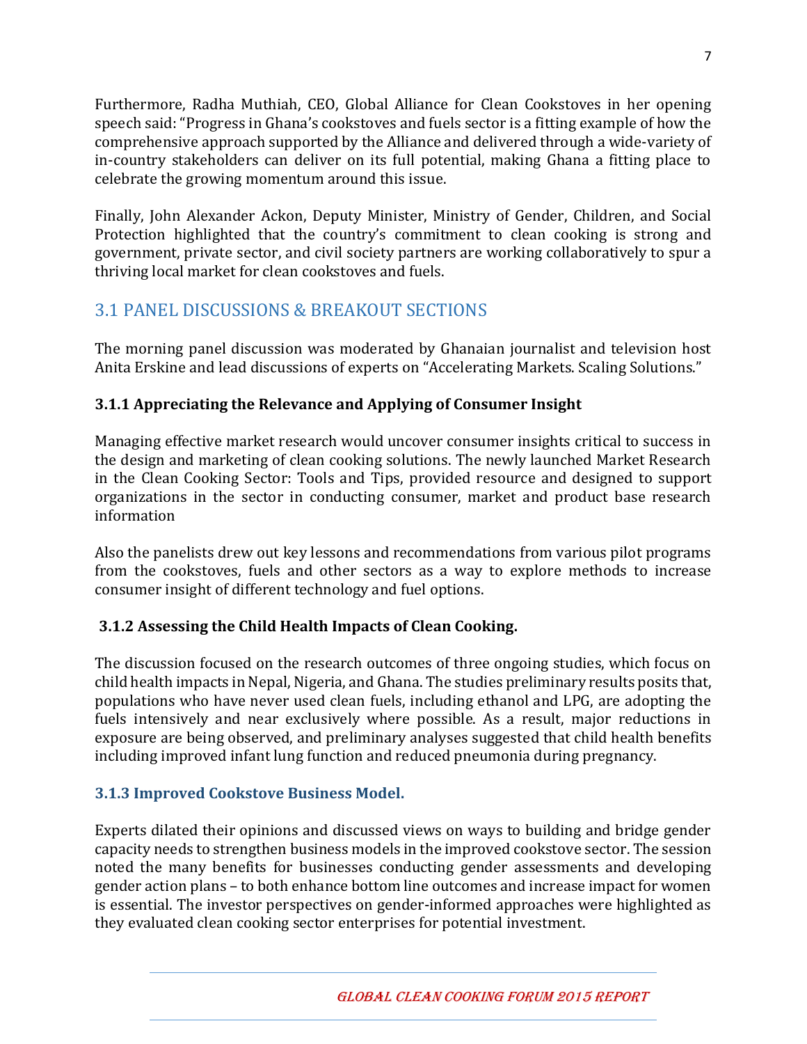Furthermore, Radha Muthiah, CEO, Global Alliance for Clean Cookstoves in her opening speech said: "Progress in Ghana's cookstoves and fuels sector is a fitting example of how the comprehensive approach supported by the Alliance and delivered through a wide-variety of in-country stakeholders can deliver on its full potential, making Ghana a fitting place to celebrate the growing momentum around this issue.

Finally, John Alexander Ackon, Deputy Minister, Ministry of Gender, Children, and Social Protection highlighted that the country's commitment to clean cooking is strong and government, private sector, and civil society partners are working collaboratively to spur a thriving local market for clean cookstoves and fuels.

## 3.1 PANEL DISCUSSIONS & BREAKOUT SECTIONS

The morning panel discussion was moderated by Ghanaian journalist and television host Anita Erskine and lead discussions of experts on "Accelerating Markets. Scaling Solutions."

### 3.1.1 Appreciating the Relevance and Applying of Consumer Insight

Managing effective market research would uncover consumer insights critical to success in the design and marketing of clean cooking solutions. The newly launched Market Research in the Clean Cooking Sector: Tools and Tips, provided resource and designed to support organizations in the sector in conducting consumer, market and product base research information

Also the panelists drew out key lessons and recommendations from various pilot programs from the cookstoves, fuels and other sectors as a way to explore methods to increase consumer insight of different technology and fuel options.

### 3.1.2 Assessing the Child Health Impacts of Clean Cooking.

The discussion focused on the research outcomes of three ongoing studies, which focus on child health impacts in Nepal, Nigeria, and Ghana. The studies preliminary results posits that, populations who have never used clean fuels, including ethanol and LPG, are adopting the fuels intensively and near exclusively where possible. As a result, major reductions in exposure are being observed, and preliminary analyses suggested that child health benefits including improved infant lung function and reduced pneumonia during pregnancy.

### 3.1.3 Improved Cookstove Business Model.

Experts dilated their opinions and discussed views on ways to building and bridge gender capacity needs to strengthen business models in the improved cookstove sector. The session noted the many benefits for businesses conducting gender assessments and developing gender action plans – to both enhance bottom line outcomes and increase impact for women is essential. The investor perspectives on gender-informed approaches were highlighted as they evaluated clean cooking sector enterprises for potential investment.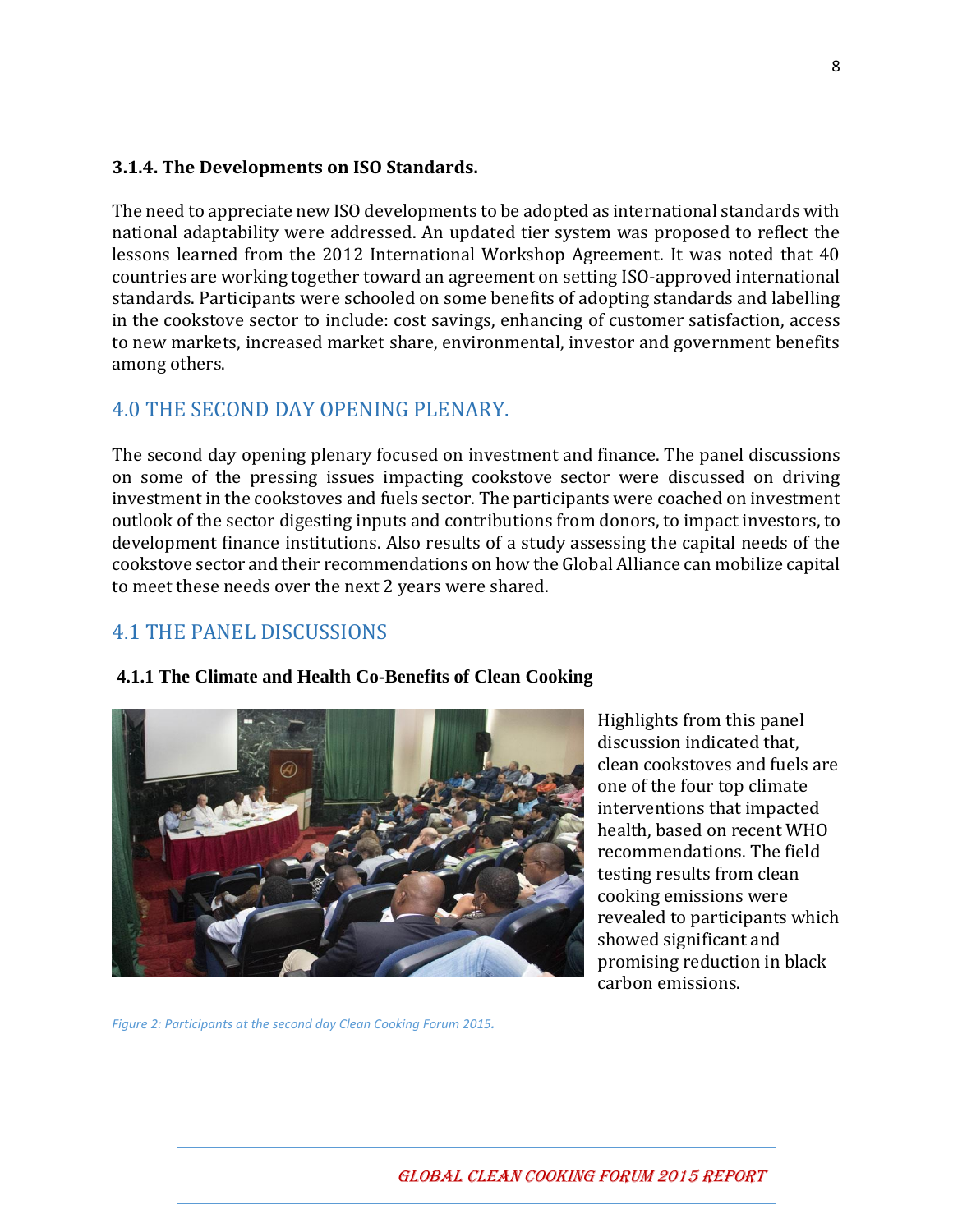### 3.1.4. The Developments on ISO Standards.

The need to appreciate new ISO developments to be adopted as international standards with national adaptability were addressed. An updated tier system was proposed to reflect the lessons learned from the 2012 International Workshop Agreement. It was noted that 40 countries are working together toward an agreement on setting ISO-approved international standards. Participants were schooled on some benefits of adopting standards and labelling in the cookstove sector to include: cost savings, enhancing of customer satisfaction, access to new markets, increased market share, environmental, investor and government benefits among others.

## 4.0 THE SECOND DAY OPENING PLENARY.

The second day opening plenary focused on investment and finance. The panel discussions on some of the pressing issues impacting cookstove sector were discussed on driving investment in the cookstoves and fuels sector. The participants were coached on investment outlook of the sector digesting inputs and contributions from donors, to impact investors, to development finance institutions. Also results of a study assessing the capital needs of the cookstove sector and their recommendations on how the Global Alliance can mobilize capital to meet these needs over the next 2 years were shared.

## 4.1 THE PANEL DISCUSSIONS

### 4.1.1 The Climate and Health Co-Benefits of Clean Cooking

Highlights from this panel discussion indicated that, clean cookstoves and fuels are one of the four top climate interventions that impacted health, based on recent WHO recommendations. The field testing results from clean cooking emissions were revealed to participants which showed significant and promising reduction in black carbon emissions.

*Figure 2: Participants at the second day Clean Cooking Forum 2015.*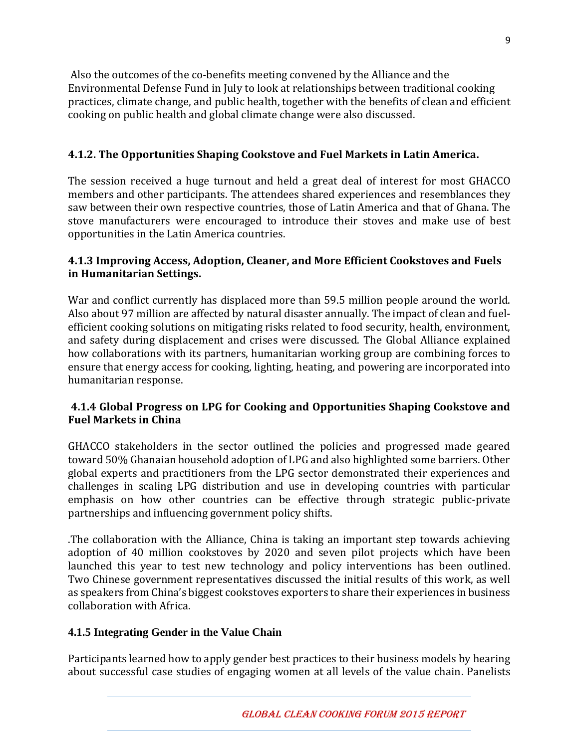Also the outcomes of the co-benefits meeting convened by the Alliance and the Environmental Defense Fund in July to look at relationships between traditional cooking practices, climate change, and public health, together with the benefits of clean and efficient cooking on public health and global climate change were also discussed.

### 4.1.2. The Opportunities Shaping Cookstove and Fuel Markets in Latin America.

The session received a huge turnout and held a great deal of interest for most GHACCO members and other participants. The attendees shared experiences and resemblances they saw between their own respective countries, those of Latin America and that of Ghana. The stove manufacturers were encouraged to introduce their stoves and make use of best opportunities in the Latin America countries.

### 4.1.3 Improving Access, Adoption, Cleaner, and More Efficient Cookstoves and Fuels in Humanitarian Settings.

War and conflict currently has displaced more than 59.5 million people around the world. Also about 97 million are affected by natural disaster annually. The impact of clean and fuel-efficient cooking solutions on mitigating risks related to food security, health, environment, and safety during displacement and crises were discussed. The Global Alliance explained how collaborations with its partners, humanitarian working group are combining forces to ensure that energy access for cooking, lighting, heating, and powering are incorporated into humanitarian response.

### 4.1.4 Global Progress on LPG for Cooking and Opportunities Shaping Cookstove and Fuel Markets in China

GHACCO stakeholders in the sector outlined the policies and progressed made geared toward 50% Ghanaian household adoption of LPG and also highlighted some barriers. Other global experts and practitioners from the LPG sector demonstrated their experiences and challenges in scaling LPG distribution and use in developing countries with particular emphasis on how other countries can be effective through strategic public-private partnerships and influencing government policy shifts.

.The collaboration with the Alliance, China is taking an important step towards achieving adoption of 40 million cookstoves by 2020 and seven pilot projects which have been launched this year to test new technology and policy interventions has been outlined. Two Chinese government representatives discussed the initial results of this work, as well as speakers from China's biggest cookstoves exporters to share their experiences in business collaboration with Africa.

### 4.1.5 Integrating Gender in the Value Chain

Participants learned how to apply gender best practices to their business models by hearing about successful case studies of engaging women at all levels of the value chain. Panelists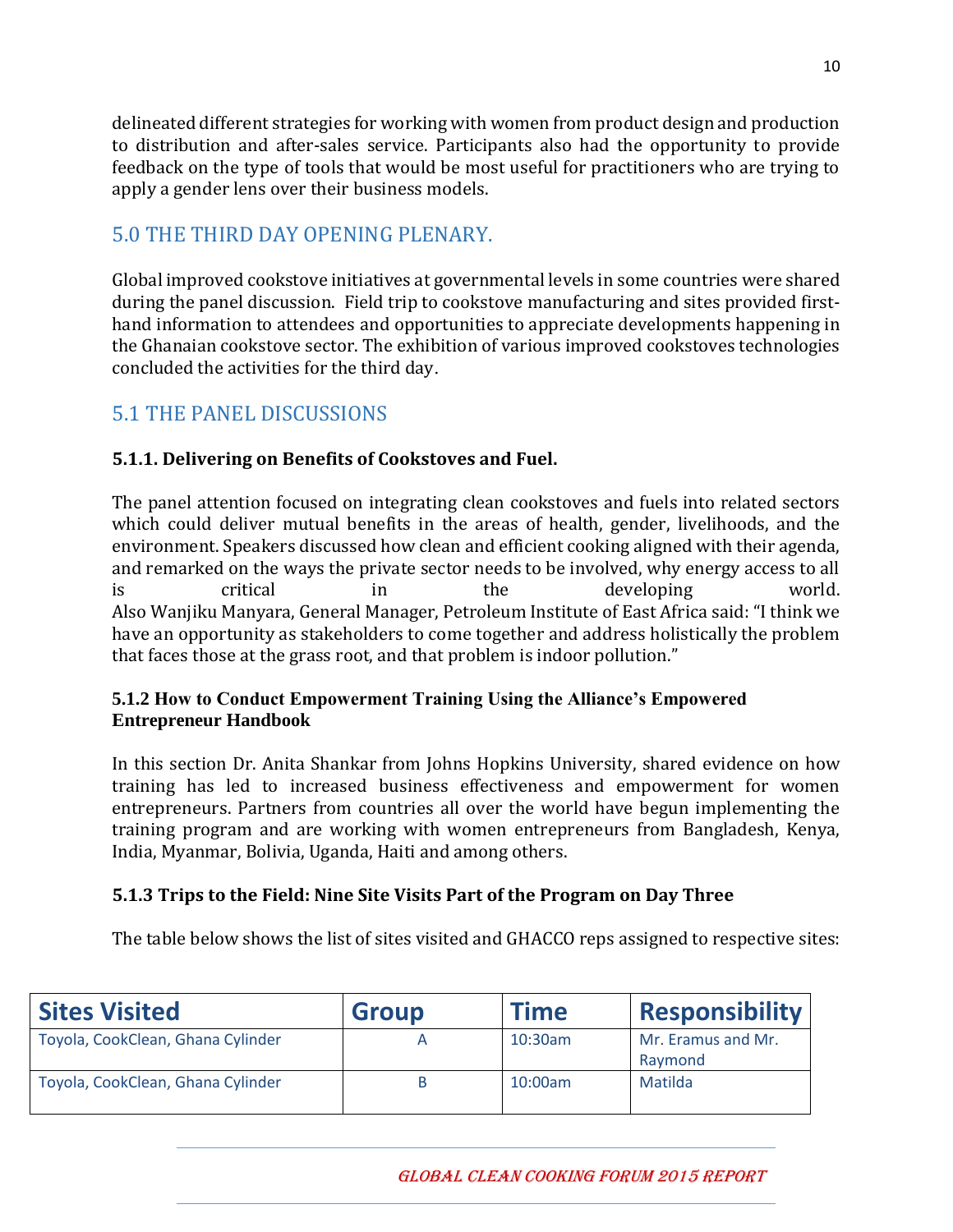delineated different strategies for working with women from product design and production to distribution and after-sales service. Participants also had the opportunity to provide feedback on the type of tools that would be most useful for practitioners who are trying to apply a gender lens over their business models.

## 5.0 THE THIRD DAY OPENING PLENARY.

Global improved cookstove initiatives at governmental levels in some countries were shared during the panel discussion. Field trip to cookstove manufacturing and sites provided first-hand information to attendees and opportunities to appreciate developments happening in the Ghanaian cookstove sector. The exhibition of various improved cookstoves technologies concluded the activities for the third day.

## 5.1 THE PANEL DISCUSSIONS

### 5.1.1. Delivering on Benefits of Cookstoves and Fuel.

The panel attention focused on integrating clean cookstoves and fuels into related sectors which could deliver mutual benefits in the areas of health, gender, livelihoods, and the environment. Speakers discussed how clean and efficient cooking aligned with their agenda, and remarked on the ways the private sector needs to be involved, why energy access to all is critical in the developing world.
Also Wanjiku Manyara, General Manager, Petroleum Institute of East Africa said: "I think we have an opportunity as stakeholders to come together and address holistically the problem that faces those at the grass root, and that problem is indoor pollution."

### 5.1.2 How to Conduct Empowerment Training Using the Alliance's Empowered Entrepreneur Handbook

In this section Dr. Anita Shankar from Johns Hopkins University, shared evidence on how training has led to increased business effectiveness and empowerment for women entrepreneurs. Partners from countries all over the world have begun implementing the training program and are working with women entrepreneurs from Bangladesh, Kenya, India, Myanmar, Bolivia, Uganda, Haiti and among others.

### 5.1.3 Trips to the Field: Nine Site Visits Part of the Program on Day Three

The table below shows the list of sites visited and GHACCO reps assigned to respective sites:

| Sites Visited | Group | Time | Responsibility |
|---|---|---|---|
| Toyola, CookClean, Ghana Cylinder | A | 10:30am | Mr. Eramus and Mr. Raymond |
| Toyola, CookClean, Ghana Cylinder | B | 10:00am | Matilda |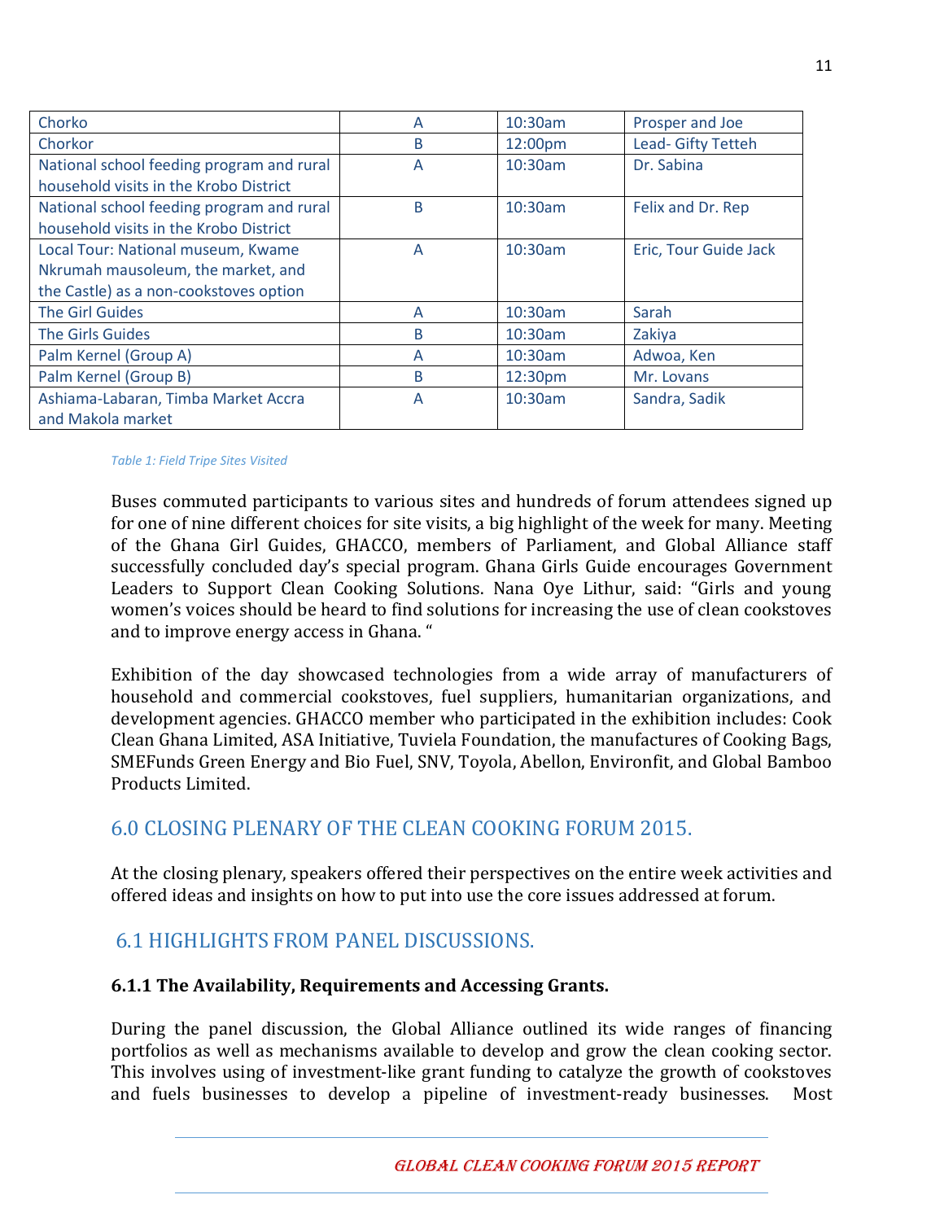| Chorko | A | 10:30am | Prosper and Joe |
|---|---|---|---|
| Chorkor | B | 12:00pm | Lead- Gifty Tetteh |
| National school feeding program and rural household visits in the Krobo District | A | 10:30am | Dr. Sabina |
| National school feeding program and rural household visits in the Krobo District | B | 10:30am | Felix and Dr. Rep |
| Local Tour: National museum, Kwame Nkrumah mausoleum, the market, and the Castle) as a non-cookstoves option | A | 10:30am | Eric, Tour Guide Jack |
| The Girl Guides | A | 10:30am | Sarah |
| The Girls Guides | B | 10:30am | Zakiya |
| Palm Kernel (Group A) | A | 10:30am | Adwoa, Ken |
| Palm Kernel (Group B) | B | 12:30pm | Mr. Lovans |
| Ashiama-Labaran, Timba Market Accra and Makola market | A | 10:30am | Sandra, Sadik |

*Table 1: Field Tripe Sites Visited*

Buses commuted participants to various sites and hundreds of forum attendees signed up for one of nine different choices for site visits, a big highlight of the week for many. Meeting of the Ghana Girl Guides, GHACCO, members of Parliament, and Global Alliance staff successfully concluded day's special program. Ghana Girls Guide encourages Government Leaders to Support Clean Cooking Solutions. Nana Oye Lithur, said: "Girls and young women's voices should be heard to find solutions for increasing the use of clean cookstoves and to improve energy access in Ghana. "

Exhibition of the day showcased technologies from a wide array of manufacturers of household and commercial cookstoves, fuel suppliers, humanitarian organizations, and development agencies. GHACCO member who participated in the exhibition includes: Cook Clean Ghana Limited, ASA Initiative, Tuviela Foundation, the manufactures of Cooking Bags, SMEFunds Green Energy and Bio Fuel, SNV, Toyola, Abellon, Environfit, and Global Bamboo Products Limited.

## 6.0 CLOSING PLENARY OF THE CLEAN COOKING FORUM 2015.

At the closing plenary, speakers offered their perspectives on the entire week activities and offered ideas and insights on how to put into use the core issues addressed at forum.

### 6.1 HIGHLIGHTS FROM PANEL DISCUSSIONS.

#### 6.1.1 The Availability, Requirements and Accessing Grants.

During the panel discussion, the Global Alliance outlined its wide ranges of financing portfolios as well as mechanisms available to develop and grow the clean cooking sector. This involves using of investment-like grant funding to catalyze the growth of cookstoves and fuels businesses to develop a pipeline of investment-ready businesses. Most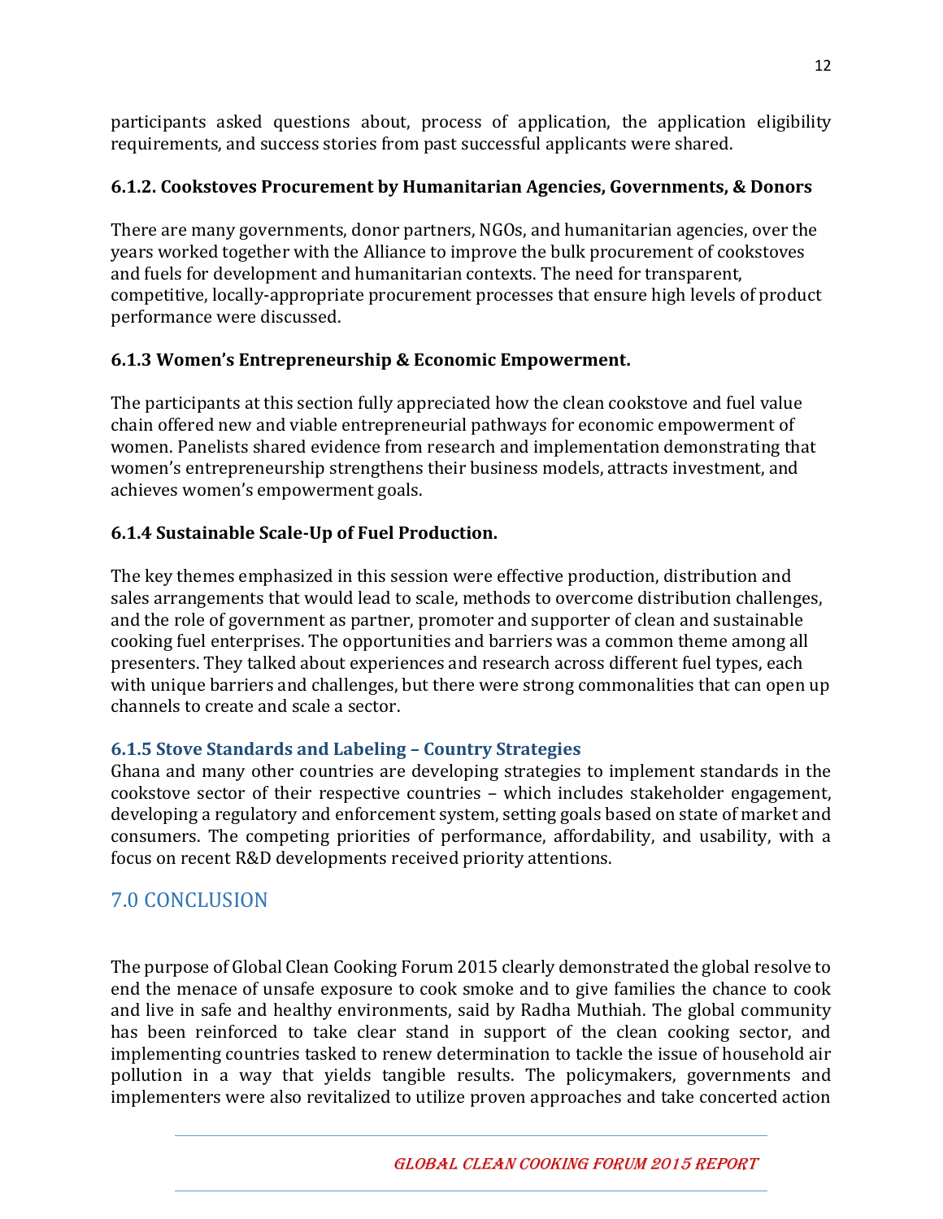participants asked questions about, process of application, the application eligibility requirements, and success stories from past successful applicants were shared.

### 6.1.2. Cookstoves Procurement by Humanitarian Agencies, Governments, & Donors

There are many governments, donor partners, NGOs, and humanitarian agencies, over the years worked together with the Alliance to improve the bulk procurement of cookstoves and fuels for development and humanitarian contexts. The need for transparent, competitive, locally-appropriate procurement processes that ensure high levels of product performance were discussed.

### 6.1.3 Women's Entrepreneurship & Economic Empowerment.

The participants at this section fully appreciated how the clean cookstove and fuel value chain offered new and viable entrepreneurial pathways for economic empowerment of women. Panelists shared evidence from research and implementation demonstrating that women's entrepreneurship strengthens their business models, attracts investment, and achieves women's empowerment goals.

### 6.1.4 Sustainable Scale-Up of Fuel Production.

The key themes emphasized in this session were effective production, distribution and sales arrangements that would lead to scale, methods to overcome distribution challenges, and the role of government as partner, promoter and supporter of clean and sustainable cooking fuel enterprises. The opportunities and barriers was a common theme among all presenters. They talked about experiences and research across different fuel types, each with unique barriers and challenges, but there were strong commonalities that can open up channels to create and scale a sector.

### 6.1.5 Stove Standards and Labeling – Country Strategies

Ghana and many other countries are developing strategies to implement standards in the cookstove sector of their respective countries – which includes stakeholder engagement, developing a regulatory and enforcement system, setting goals based on state of market and consumers. The competing priorities of performance, affordability, and usability, with a focus on recent R&D developments received priority attentions.

## 7.0 CONCLUSION

The purpose of Global Clean Cooking Forum 2015 clearly demonstrated the global resolve to end the menace of unsafe exposure to cook smoke and to give families the chance to cook and live in safe and healthy environments, said by Radha Muthiah. The global community has been reinforced to take clear stand in support of the clean cooking sector, and implementing countries tasked to renew determination to tackle the issue of household air pollution in a way that yields tangible results. The policymakers, governments and implementers were also revitalized to utilize proven approaches and take concerted action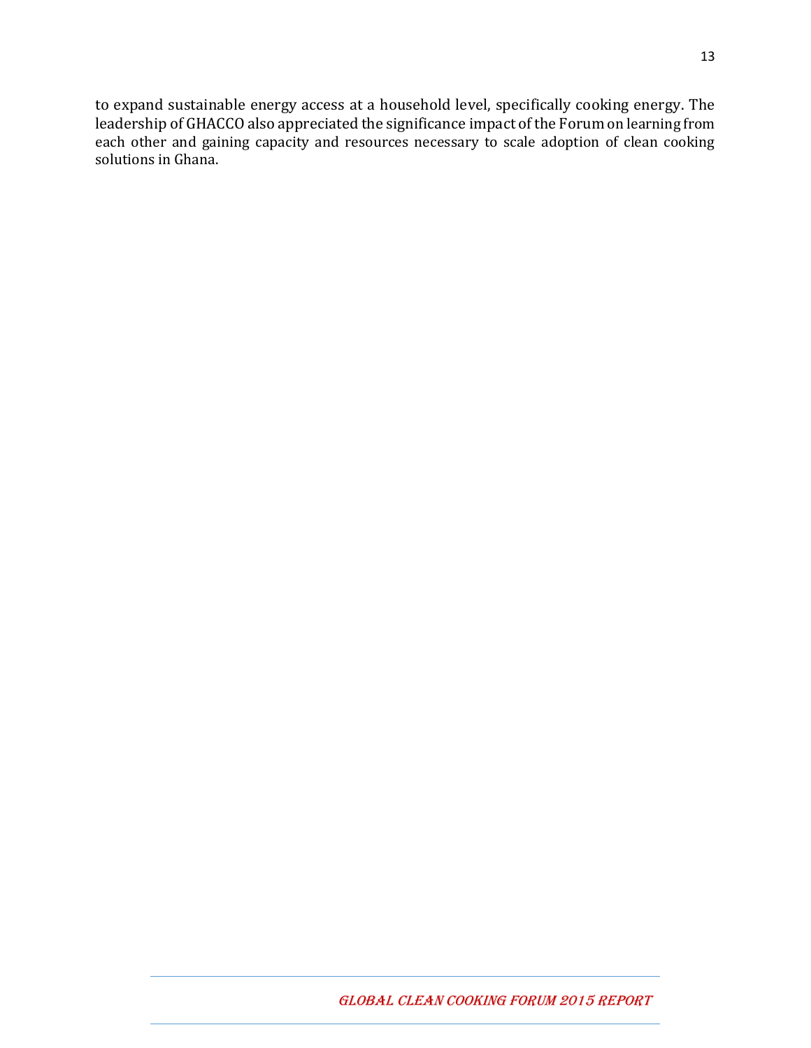to expand sustainable energy access at a household level, specifically cooking energy. The leadership of GHACCO also appreciated the significance impact of the Forum on learning from each other and gaining capacity and resources necessary to scale adoption of clean cooking solutions in Ghana.